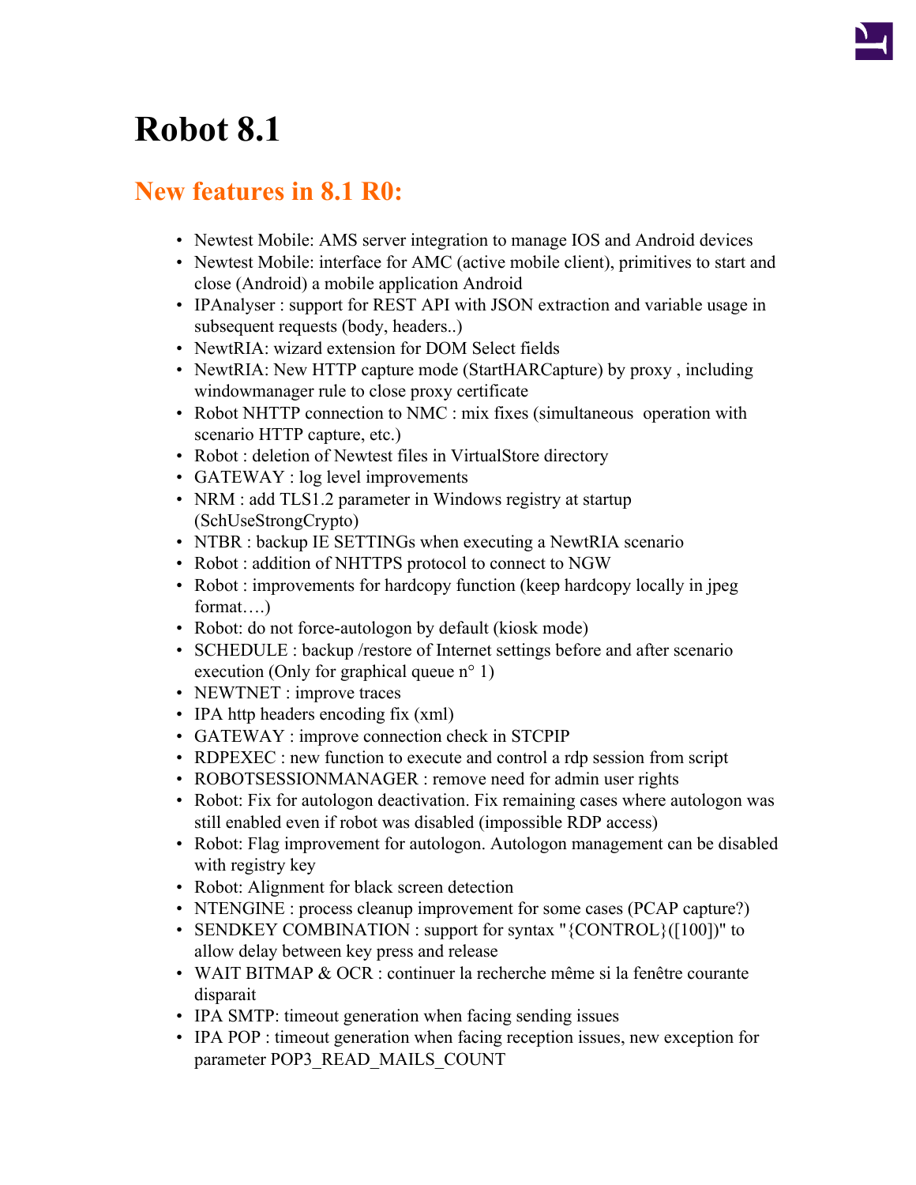# Robot 8.1

## New features in 8.1 R0:

- Newtest Mobile: AMS server integration to manage IOS and Android devices
- Newtest Mobile: interface for AMC (active mobile client), primitives to start and close (Android) a mobile application Android
- IPAnalyser : support for REST API with JSON extraction and variable usage in subsequent requests (body, headers..)
- NewtRIA: wizard extension for DOM Select fields
- NewtRIA: New HTTP capture mode (StartHARCapture) by proxy , including windowmanager rule to close proxy certificate
- Robot NHTTP connection to NMC : mix fixes (simultaneous operation with scenario HTTP capture, etc.)
- Robot : deletion of Newtest files in VirtualStore directory
- GATEWAY : log level improvements
- NRM : add TLS1.2 parameter in Windows registry at startup (SchUseStrongCrypto)
- NTBR : backup IE SETTINGs when executing a NewtRIA scenario
- Robot : addition of NHTTPS protocol to connect to NGW
- Robot : improvements for hardcopy function (keep hardcopy locally in jpeg format….)
- Robot: do not force-autologon by default (kiosk mode)
- SCHEDULE : backup /restore of Internet settings before and after scenario execution (Only for graphical queue n° 1)
- NEWTNET : improve traces
- IPA http headers encoding fix (xml)
- GATEWAY : improve connection check in STCPIP
- RDPEXEC : new function to execute and control a rdp session from script
- ROBOTSESSIONMANAGER : remove need for admin user rights
- Robot: Fix for autologon deactivation. Fix remaining cases where autologon was still enabled even if robot was disabled (impossible RDP access)
- Robot: Flag improvement for autologon. Autologon management can be disabled with registry key
- Robot: Alignment for black screen detection
- NTENGINE : process cleanup improvement for some cases (PCAP capture?)
- SENDKEY COMBINATION : support for syntax "{CONTROL}([100])" to allow delay between key press and release
- WAIT BITMAP & OCR : continuer la recherche même si la fenêtre courante disparait
- IPA SMTP: timeout generation when facing sending issues
- IPA POP : timeout generation when facing reception issues, new exception for parameter POP3_READ_MAILS_COUNT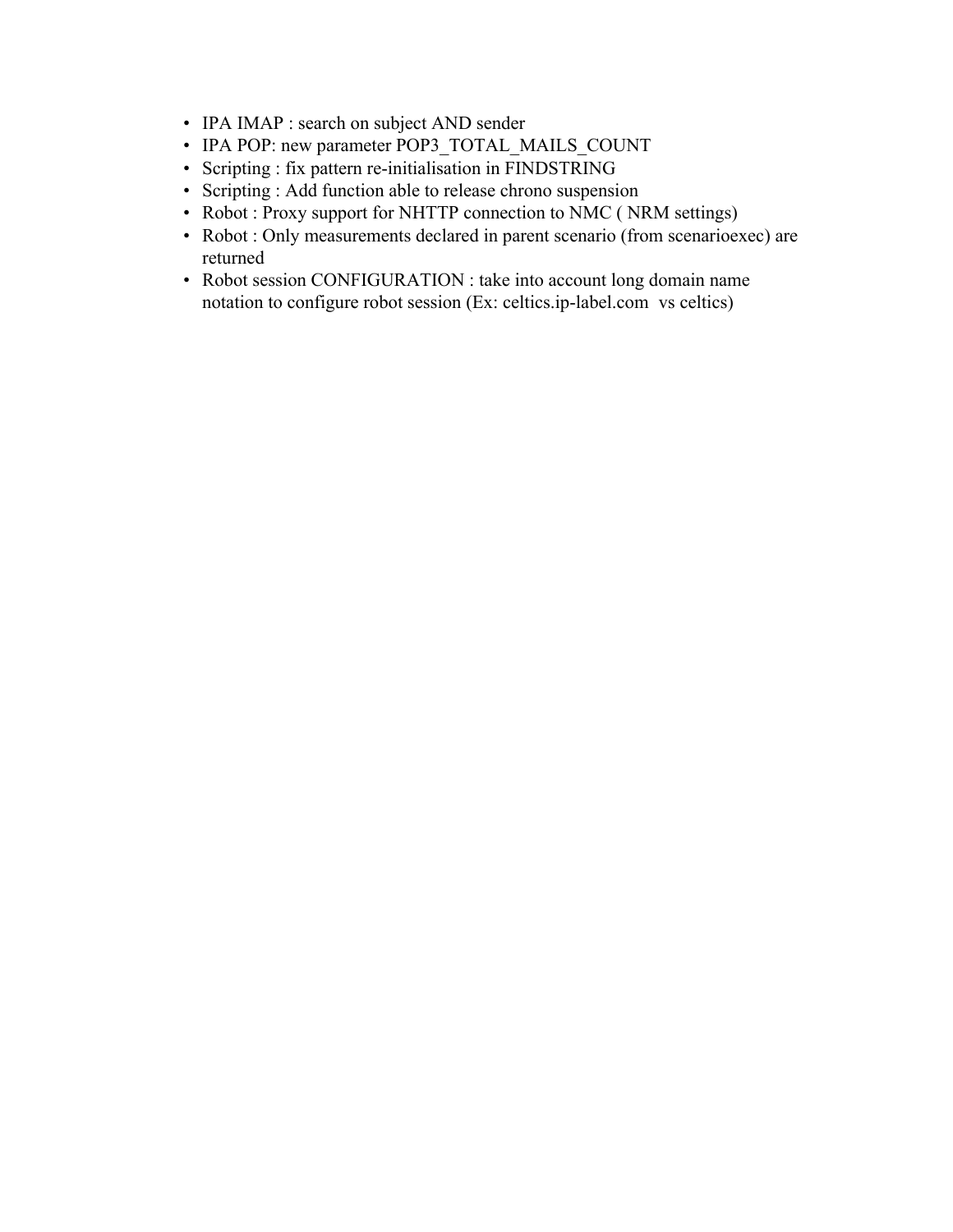- IPA IMAP : search on subject AND sender
- IPA POP: new parameter POP3_TOTAL_MAILS_COUNT
- Scripting : fix pattern re-initialisation in FINDSTRING
- Scripting : Add function able to release chrono suspension
- Robot : Proxy support for NHTTP connection to NMC ( NRM settings)
- Robot : Only measurements declared in parent scenario (from scenarioexec) are returned
- Robot session CONFIGURATION : take into account long domain name notation to configure robot session (Ex: celtics.ip-label.com vs celtics)